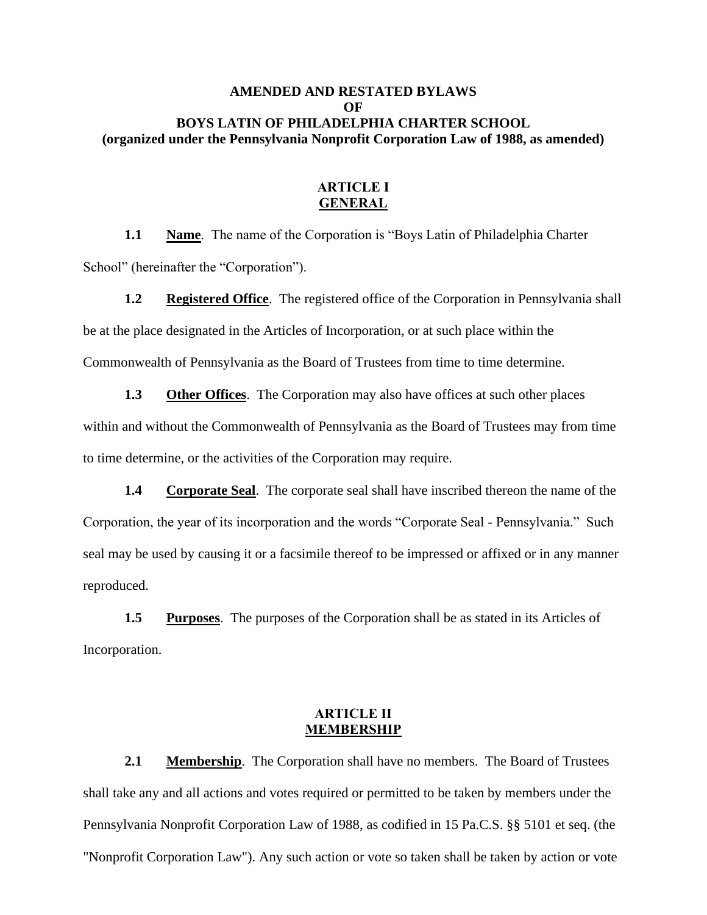# AMENDED AND RESTATED BYLAWS
# OF
# BOYS LATIN OF PHILADELPHIA CHARTER SCHOOL
**(organized under the Pennsylvania Nonprofit Corporation Law of 1988, as amended)**

## ARTICLE I
## GENERAL

**1.1 Name**. The name of the Corporation is "Boys Latin of Philadelphia Charter School" (hereinafter the "Corporation").

**1.2 Registered Office**. The registered office of the Corporation in Pennsylvania shall be at the place designated in the Articles of Incorporation, or at such place within the Commonwealth of Pennsylvania as the Board of Trustees from time to time determine.

**1.3 Other Offices**. The Corporation may also have offices at such other places within and without the Commonwealth of Pennsylvania as the Board of Trustees may from time to time determine, or the activities of the Corporation may require.

**1.4 Corporate Seal**. The corporate seal shall have inscribed thereon the name of the Corporation, the year of its incorporation and the words "Corporate Seal - Pennsylvania." Such seal may be used by causing it or a facsimile thereof to be impressed or affixed or in any manner reproduced.

**1.5 Purposes**. The purposes of the Corporation shall be as stated in its Articles of Incorporation.

## ARTICLE II
## MEMBERSHIP

**2.1 Membership**. The Corporation shall have no members. The Board of Trustees shall take any and all actions and votes required or permitted to be taken by members under the Pennsylvania Nonprofit Corporation Law of 1988, as codified in 15 Pa.C.S. §§ 5101 et seq. (the "Nonprofit Corporation Law"). Any such action or vote so taken shall be taken by action or vote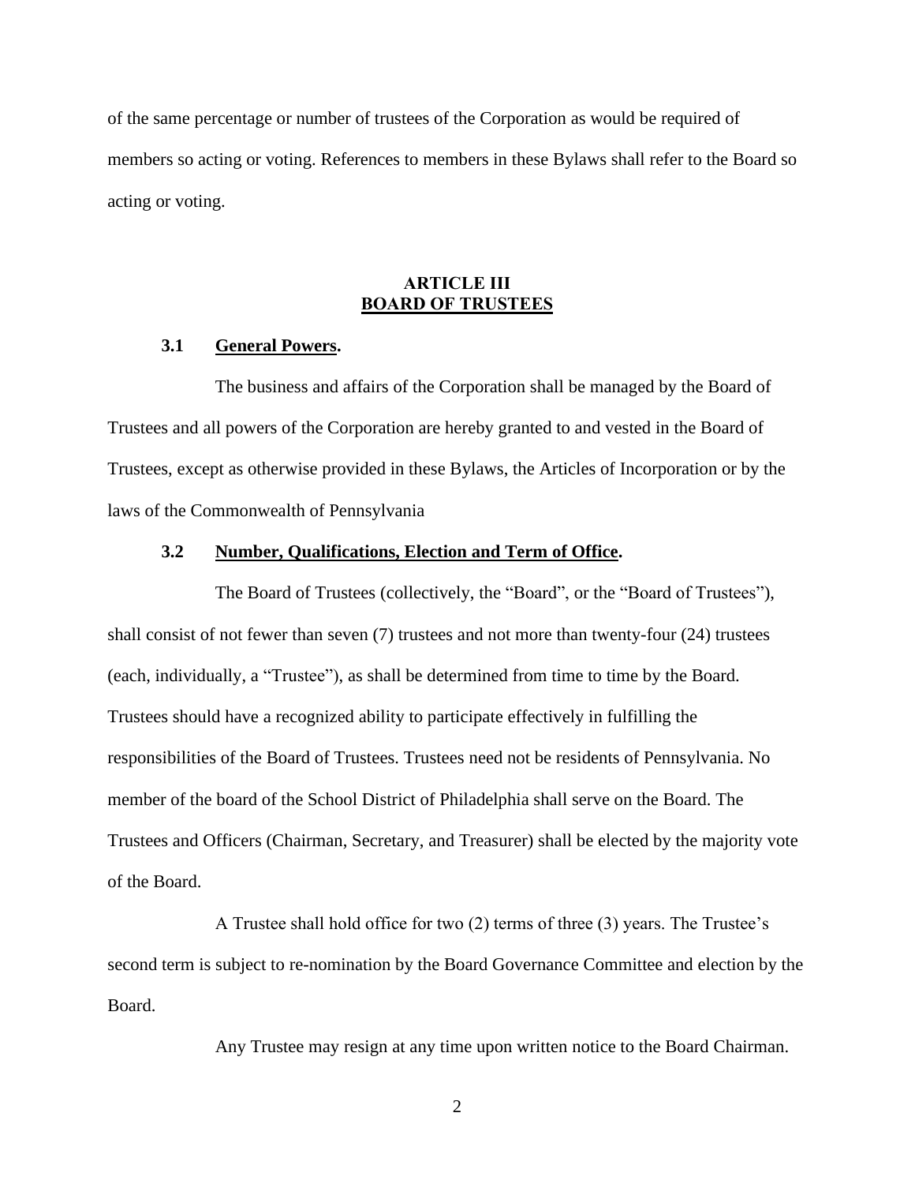of the same percentage or number of trustees of the Corporation as would be required of members so acting or voting. References to members in these Bylaws shall refer to the Board so acting or voting.

## ARTICLE III
## BOARD OF TRUSTEES

### 3.1 General Powers.

The business and affairs of the Corporation shall be managed by the Board of Trustees and all powers of the Corporation are hereby granted to and vested in the Board of Trustees, except as otherwise provided in these Bylaws, the Articles of Incorporation or by the laws of the Commonwealth of Pennsylvania

### 3.2 Number, Qualifications, Election and Term of Office.

The Board of Trustees (collectively, the "Board", or the "Board of Trustees"), shall consist of not fewer than seven (7) trustees and not more than twenty-four (24) trustees (each, individually, a "Trustee"), as shall be determined from time to time by the Board. Trustees should have a recognized ability to participate effectively in fulfilling the responsibilities of the Board of Trustees. Trustees need not be residents of Pennsylvania. No member of the board of the School District of Philadelphia shall serve on the Board. The Trustees and Officers (Chairman, Secretary, and Treasurer) shall be elected by the majority vote of the Board.

A Trustee shall hold office for two (2) terms of three (3) years. The Trustee's second term is subject to re-nomination by the Board Governance Committee and election by the Board.

Any Trustee may resign at any time upon written notice to the Board Chairman.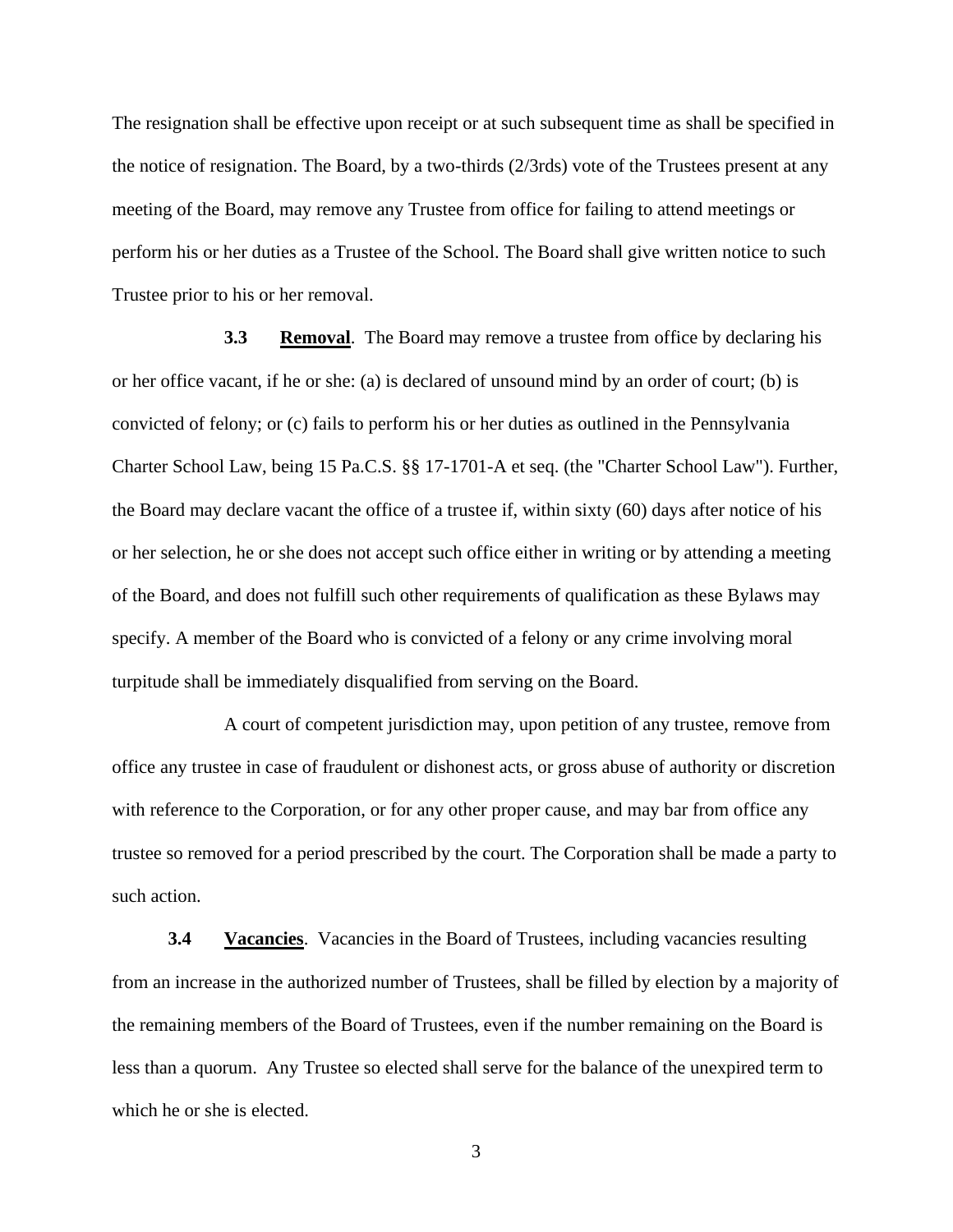The resignation shall be effective upon receipt or at such subsequent time as shall be specified in the notice of resignation. The Board, by a two-thirds (2/3rds) vote of the Trustees present at any meeting of the Board, may remove any Trustee from office for failing to attend meetings or perform his or her duties as a Trustee of the School. The Board shall give written notice to such Trustee prior to his or her removal.

**3.3 Removal**. The Board may remove a trustee from office by declaring his or her office vacant, if he or she: (a) is declared of unsound mind by an order of court; (b) is convicted of felony; or (c) fails to perform his or her duties as outlined in the Pennsylvania Charter School Law, being 15 Pa.C.S. §§ 17-1701-A et seq. (the "Charter School Law"). Further, the Board may declare vacant the office of a trustee if, within sixty (60) days after notice of his or her selection, he or she does not accept such office either in writing or by attending a meeting of the Board, and does not fulfill such other requirements of qualification as these Bylaws may specify. A member of the Board who is convicted of a felony or any crime involving moral turpitude shall be immediately disqualified from serving on the Board.

A court of competent jurisdiction may, upon petition of any trustee, remove from office any trustee in case of fraudulent or dishonest acts, or gross abuse of authority or discretion with reference to the Corporation, or for any other proper cause, and may bar from office any trustee so removed for a period prescribed by the court. The Corporation shall be made a party to such action.

**3.4 Vacancies**. Vacancies in the Board of Trustees, including vacancies resulting from an increase in the authorized number of Trustees, shall be filled by election by a majority of the remaining members of the Board of Trustees, even if the number remaining on the Board is less than a quorum. Any Trustee so elected shall serve for the balance of the unexpired term to which he or she is elected.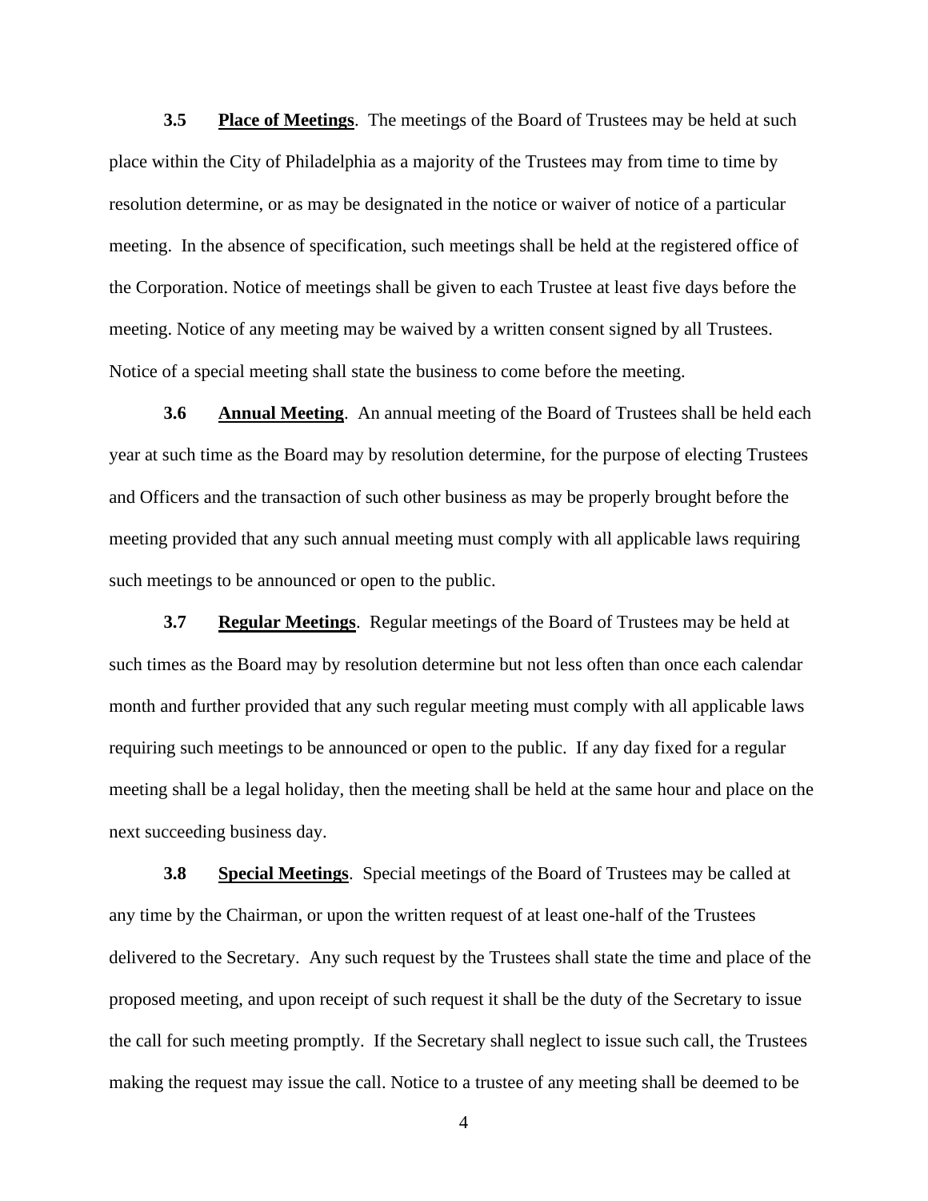**3.5** **Place of Meetings**. The meetings of the Board of Trustees may be held at such place within the City of Philadelphia as a majority of the Trustees may from time to time by resolution determine, or as may be designated in the notice or waiver of notice of a particular meeting. In the absence of specification, such meetings shall be held at the registered office of the Corporation. Notice of meetings shall be given to each Trustee at least five days before the meeting. Notice of any meeting may be waived by a written consent signed by all Trustees. Notice of a special meeting shall state the business to come before the meeting.

**3.6** **Annual Meeting**. An annual meeting of the Board of Trustees shall be held each year at such time as the Board may by resolution determine, for the purpose of electing Trustees and Officers and the transaction of such other business as may be properly brought before the meeting provided that any such annual meeting must comply with all applicable laws requiring such meetings to be announced or open to the public.

**3.7** **Regular Meetings**. Regular meetings of the Board of Trustees may be held at such times as the Board may by resolution determine but not less often than once each calendar month and further provided that any such regular meeting must comply with all applicable laws requiring such meetings to be announced or open to the public. If any day fixed for a regular meeting shall be a legal holiday, then the meeting shall be held at the same hour and place on the next succeeding business day.

**3.8** **Special Meetings**. Special meetings of the Board of Trustees may be called at any time by the Chairman, or upon the written request of at least one-half of the Trustees delivered to the Secretary. Any such request by the Trustees shall state the time and place of the proposed meeting, and upon receipt of such request it shall be the duty of the Secretary to issue the call for such meeting promptly. If the Secretary shall neglect to issue such call, the Trustees making the request may issue the call. Notice to a trustee of any meeting shall be deemed to be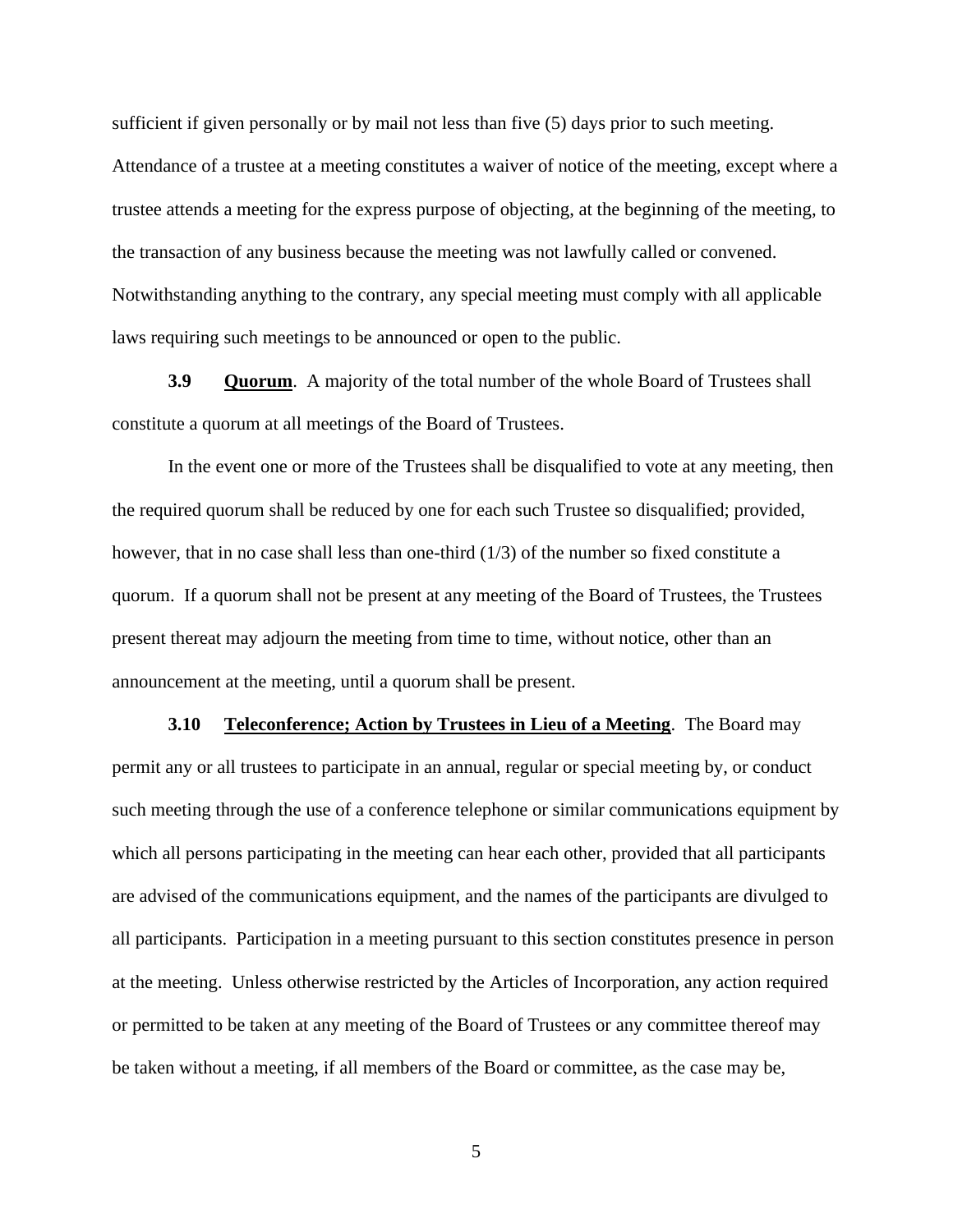sufficient if given personally or by mail not less than five (5) days prior to such meeting. Attendance of a trustee at a meeting constitutes a waiver of notice of the meeting, except where a trustee attends a meeting for the express purpose of objecting, at the beginning of the meeting, to the transaction of any business because the meeting was not lawfully called or convened. Notwithstanding anything to the contrary, any special meeting must comply with all applicable laws requiring such meetings to be announced or open to the public.

**3.9 Quorum**. A majority of the total number of the whole Board of Trustees shall constitute a quorum at all meetings of the Board of Trustees.

In the event one or more of the Trustees shall be disqualified to vote at any meeting, then the required quorum shall be reduced by one for each such Trustee so disqualified; provided, however, that in no case shall less than one-third (1/3) of the number so fixed constitute a quorum. If a quorum shall not be present at any meeting of the Board of Trustees, the Trustees present thereat may adjourn the meeting from time to time, without notice, other than an announcement at the meeting, until a quorum shall be present.

**3.10 Teleconference; Action by Trustees in Lieu of a Meeting**. The Board may permit any or all trustees to participate in an annual, regular or special meeting by, or conduct such meeting through the use of a conference telephone or similar communications equipment by which all persons participating in the meeting can hear each other, provided that all participants are advised of the communications equipment, and the names of the participants are divulged to all participants. Participation in a meeting pursuant to this section constitutes presence in person at the meeting. Unless otherwise restricted by the Articles of Incorporation, any action required or permitted to be taken at any meeting of the Board of Trustees or any committee thereof may be taken without a meeting, if all members of the Board or committee, as the case may be,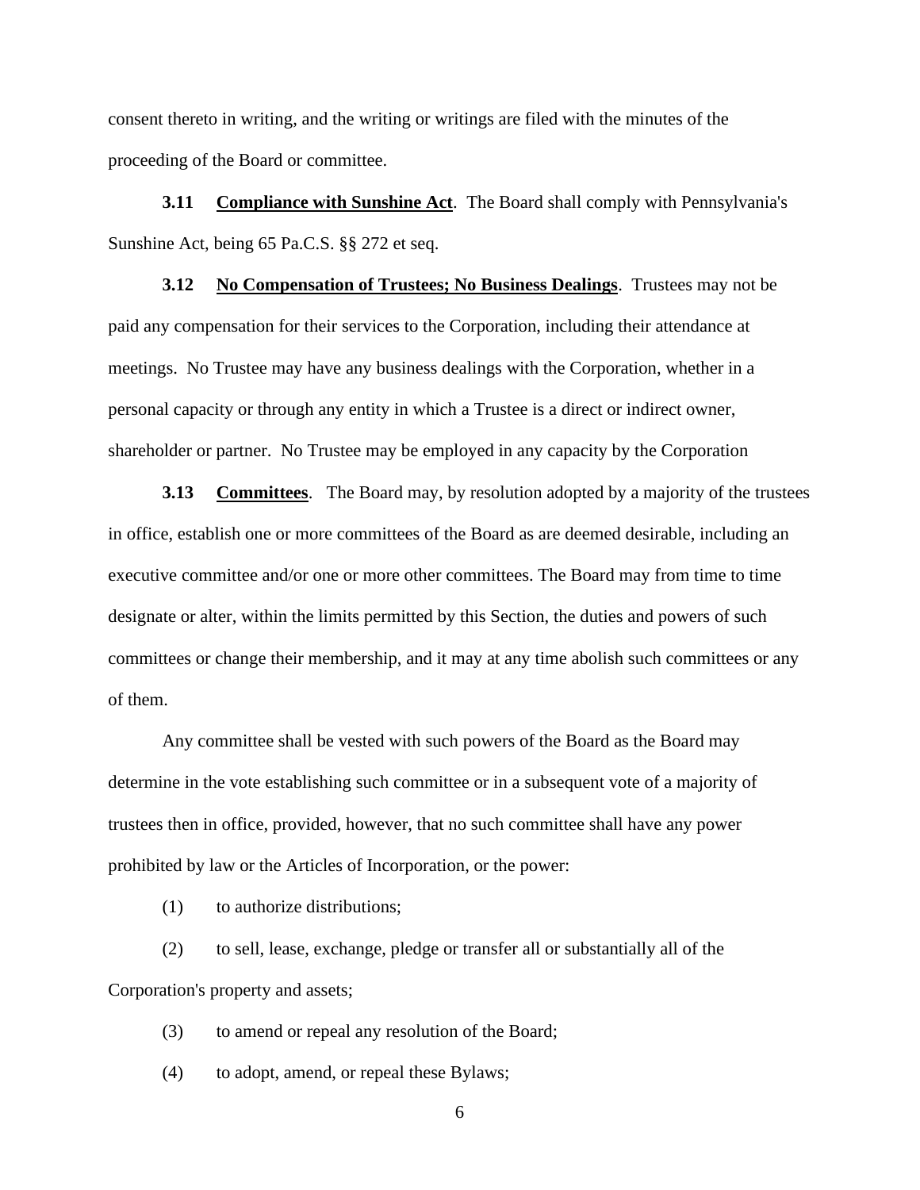consent thereto in writing, and the writing or writings are filed with the minutes of the proceeding of the Board or committee.

**3.11 Compliance with Sunshine Act**. The Board shall comply with Pennsylvania's Sunshine Act, being 65 Pa.C.S. §§ 272 et seq.

**3.12 No Compensation of Trustees; No Business Dealings**. Trustees may not be paid any compensation for their services to the Corporation, including their attendance at meetings. No Trustee may have any business dealings with the Corporation, whether in a personal capacity or through any entity in which a Trustee is a direct or indirect owner, shareholder or partner. No Trustee may be employed in any capacity by the Corporation

**3.13 Committees**. The Board may, by resolution adopted by a majority of the trustees in office, establish one or more committees of the Board as are deemed desirable, including an executive committee and/or one or more other committees. The Board may from time to time designate or alter, within the limits permitted by this Section, the duties and powers of such committees or change their membership, and it may at any time abolish such committees or any of them.

Any committee shall be vested with such powers of the Board as the Board may determine in the vote establishing such committee or in a subsequent vote of a majority of trustees then in office, provided, however, that no such committee shall have any power prohibited by law or the Articles of Incorporation, or the power:

(1) to authorize distributions;

(2) to sell, lease, exchange, pledge or transfer all or substantially all of the Corporation's property and assets;

(3) to amend or repeal any resolution of the Board;

(4) to adopt, amend, or repeal these Bylaws;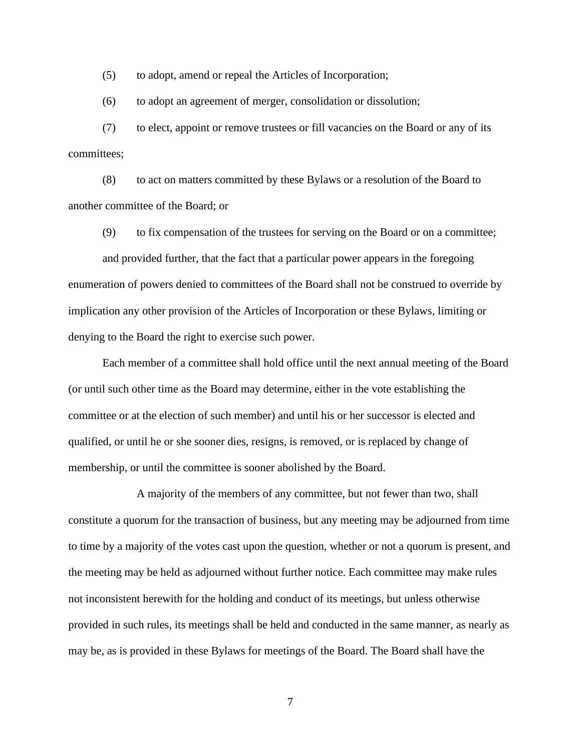(5) to adopt, amend or repeal the Articles of Incorporation;

(6) to adopt an agreement of merger, consolidation or dissolution;

(7) to elect, appoint or remove trustees or fill vacancies on the Board or any of its committees;

(8) to act on matters committed by these Bylaws or a resolution of the Board to another committee of the Board; or

(9) to fix compensation of the trustees for serving on the Board or on a committee;

and provided further, that the fact that a particular power appears in the foregoing enumeration of powers denied to committees of the Board shall not be construed to override by implication any other provision of the Articles of Incorporation or these Bylaws, limiting or denying to the Board the right to exercise such power.

Each member of a committee shall hold office until the next annual meeting of the Board (or until such other time as the Board may determine, either in the vote establishing the committee or at the election of such member) and until his or her successor is elected and qualified, or until he or she sooner dies, resigns, is removed, or is replaced by change of membership, or until the committee is sooner abolished by the Board.

A majority of the members of any committee, but not fewer than two, shall constitute a quorum for the transaction of business, but any meeting may be adjourned from time to time by a majority of the votes cast upon the question, whether or not a quorum is present, and the meeting may be held as adjourned without further notice. Each committee may make rules not inconsistent herewith for the holding and conduct of its meetings, but unless otherwise provided in such rules, its meetings shall be held and conducted in the same manner, as nearly as may be, as is provided in these Bylaws for meetings of the Board. The Board shall have the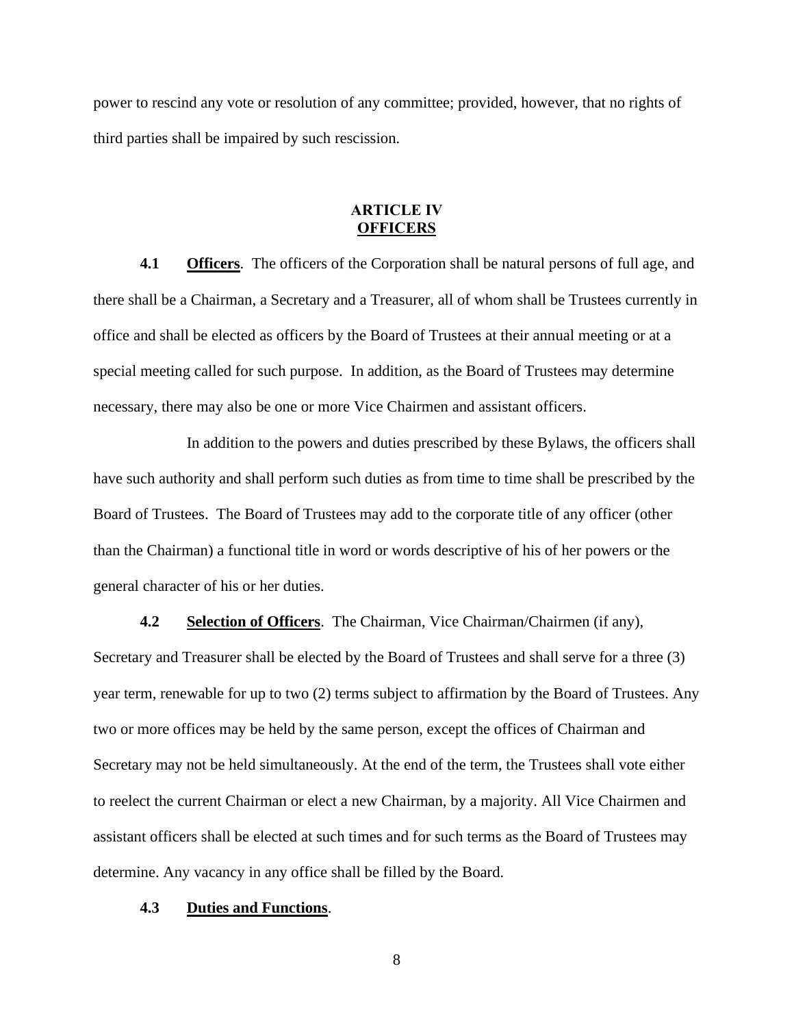power to rescind any vote or resolution of any committee; provided, however, that no rights of third parties shall be impaired by such rescission.

## ARTICLE IV
## OFFICERS

**4.1 Officers**. The officers of the Corporation shall be natural persons of full age, and there shall be a Chairman, a Secretary and a Treasurer, all of whom shall be Trustees currently in office and shall be elected as officers by the Board of Trustees at their annual meeting or at a special meeting called for such purpose. In addition, as the Board of Trustees may determine necessary, there may also be one or more Vice Chairmen and assistant officers.

In addition to the powers and duties prescribed by these Bylaws, the officers shall have such authority and shall perform such duties as from time to time shall be prescribed by the Board of Trustees. The Board of Trustees may add to the corporate title of any officer (other than the Chairman) a functional title in word or words descriptive of his of her powers or the general character of his or her duties.

**4.2 Selection of Officers**. The Chairman, Vice Chairman/Chairmen (if any), Secretary and Treasurer shall be elected by the Board of Trustees and shall serve for a three (3) year term, renewable for up to two (2) terms subject to affirmation by the Board of Trustees. Any two or more offices may be held by the same person, except the offices of Chairman and Secretary may not be held simultaneously. At the end of the term, the Trustees shall vote either to reelect the current Chairman or elect a new Chairman, by a majority. All Vice Chairmen and assistant officers shall be elected at such times and for such terms as the Board of Trustees may determine. Any vacancy in any office shall be filled by the Board.

**4.3 Duties and Functions**.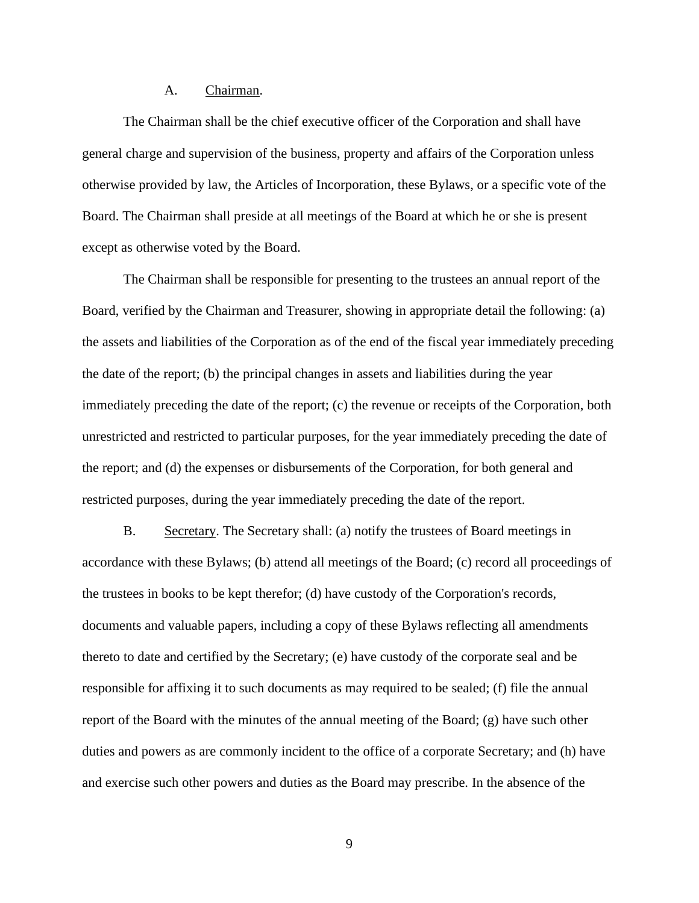A. Chairman.

The Chairman shall be the chief executive officer of the Corporation and shall have general charge and supervision of the business, property and affairs of the Corporation unless otherwise provided by law, the Articles of Incorporation, these Bylaws, or a specific vote of the Board. The Chairman shall preside at all meetings of the Board at which he or she is present except as otherwise voted by the Board.

The Chairman shall be responsible for presenting to the trustees an annual report of the Board, verified by the Chairman and Treasurer, showing in appropriate detail the following: (a) the assets and liabilities of the Corporation as of the end of the fiscal year immediately preceding the date of the report; (b) the principal changes in assets and liabilities during the year immediately preceding the date of the report; (c) the revenue or receipts of the Corporation, both unrestricted and restricted to particular purposes, for the year immediately preceding the date of the report; and (d) the expenses or disbursements of the Corporation, for both general and restricted purposes, during the year immediately preceding the date of the report.

B. Secretary. The Secretary shall: (a) notify the trustees of Board meetings in accordance with these Bylaws; (b) attend all meetings of the Board; (c) record all proceedings of the trustees in books to be kept therefor; (d) have custody of the Corporation's records, documents and valuable papers, including a copy of these Bylaws reflecting all amendments thereto to date and certified by the Secretary; (e) have custody of the corporate seal and be responsible for affixing it to such documents as may required to be sealed; (f) file the annual report of the Board with the minutes of the annual meeting of the Board; (g) have such other duties and powers as are commonly incident to the office of a corporate Secretary; and (h) have and exercise such other powers and duties as the Board may prescribe. In the absence of the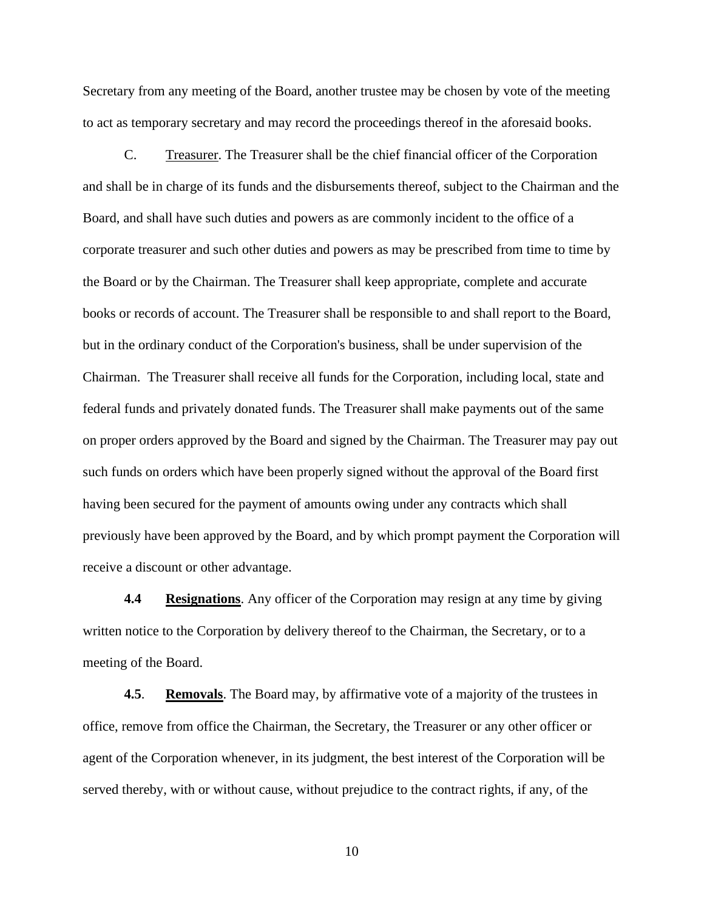Secretary from any meeting of the Board, another trustee may be chosen by vote of the meeting to act as temporary secretary and may record the proceedings thereof in the aforesaid books.

C. Treasurer. The Treasurer shall be the chief financial officer of the Corporation and shall be in charge of its funds and the disbursements thereof, subject to the Chairman and the Board, and shall have such duties and powers as are commonly incident to the office of a corporate treasurer and such other duties and powers as may be prescribed from time to time by the Board or by the Chairman. The Treasurer shall keep appropriate, complete and accurate books or records of account. The Treasurer shall be responsible to and shall report to the Board, but in the ordinary conduct of the Corporation's business, shall be under supervision of the Chairman. The Treasurer shall receive all funds for the Corporation, including local, state and federal funds and privately donated funds. The Treasurer shall make payments out of the same on proper orders approved by the Board and signed by the Chairman. The Treasurer may pay out such funds on orders which have been properly signed without the approval of the Board first having been secured for the payment of amounts owing under any contracts which shall previously have been approved by the Board, and by which prompt payment the Corporation will receive a discount or other advantage.

**4.4** **Resignations**. Any officer of the Corporation may resign at any time by giving written notice to the Corporation by delivery thereof to the Chairman, the Secretary, or to a meeting of the Board.

**4.5**. **Removals**. The Board may, by affirmative vote of a majority of the trustees in office, remove from office the Chairman, the Secretary, the Treasurer or any other officer or agent of the Corporation whenever, in its judgment, the best interest of the Corporation will be served thereby, with or without cause, without prejudice to the contract rights, if any, of the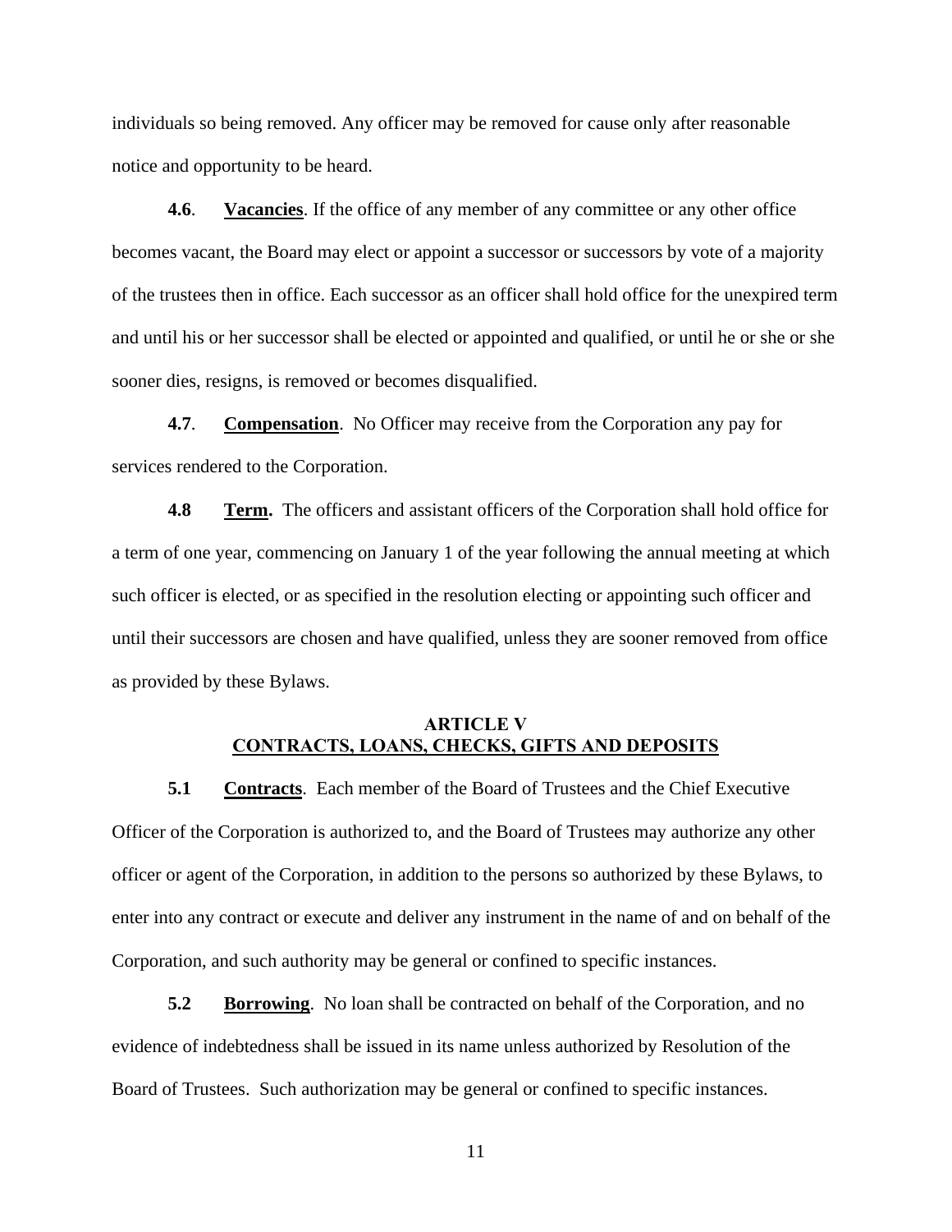individuals so being removed. Any officer may be removed for cause only after reasonable notice and opportunity to be heard.

**4.6**. **Vacancies**. If the office of any member of any committee or any other office becomes vacant, the Board may elect or appoint a successor or successors by vote of a majority of the trustees then in office. Each successor as an officer shall hold office for the unexpired term and until his or her successor shall be elected or appointed and qualified, or until he or she or she sooner dies, resigns, is removed or becomes disqualified.

**4.7**. **Compensation**. No Officer may receive from the Corporation any pay for services rendered to the Corporation.

**4.8** **Term.** The officers and assistant officers of the Corporation shall hold office for a term of one year, commencing on January 1 of the year following the annual meeting at which such officer is elected, or as specified in the resolution electing or appointing such officer and until their successors are chosen and have qualified, unless they are sooner removed from office as provided by these Bylaws.

## ARTICLE V
## CONTRACTS, LOANS, CHECKS, GIFTS AND DEPOSITS

**5.1** **Contracts**. Each member of the Board of Trustees and the Chief Executive Officer of the Corporation is authorized to, and the Board of Trustees may authorize any other officer or agent of the Corporation, in addition to the persons so authorized by these Bylaws, to enter into any contract or execute and deliver any instrument in the name of and on behalf of the Corporation, and such authority may be general or confined to specific instances.

**5.2** **Borrowing**. No loan shall be contracted on behalf of the Corporation, and no evidence of indebtedness shall be issued in its name unless authorized by Resolution of the Board of Trustees. Such authorization may be general or confined to specific instances.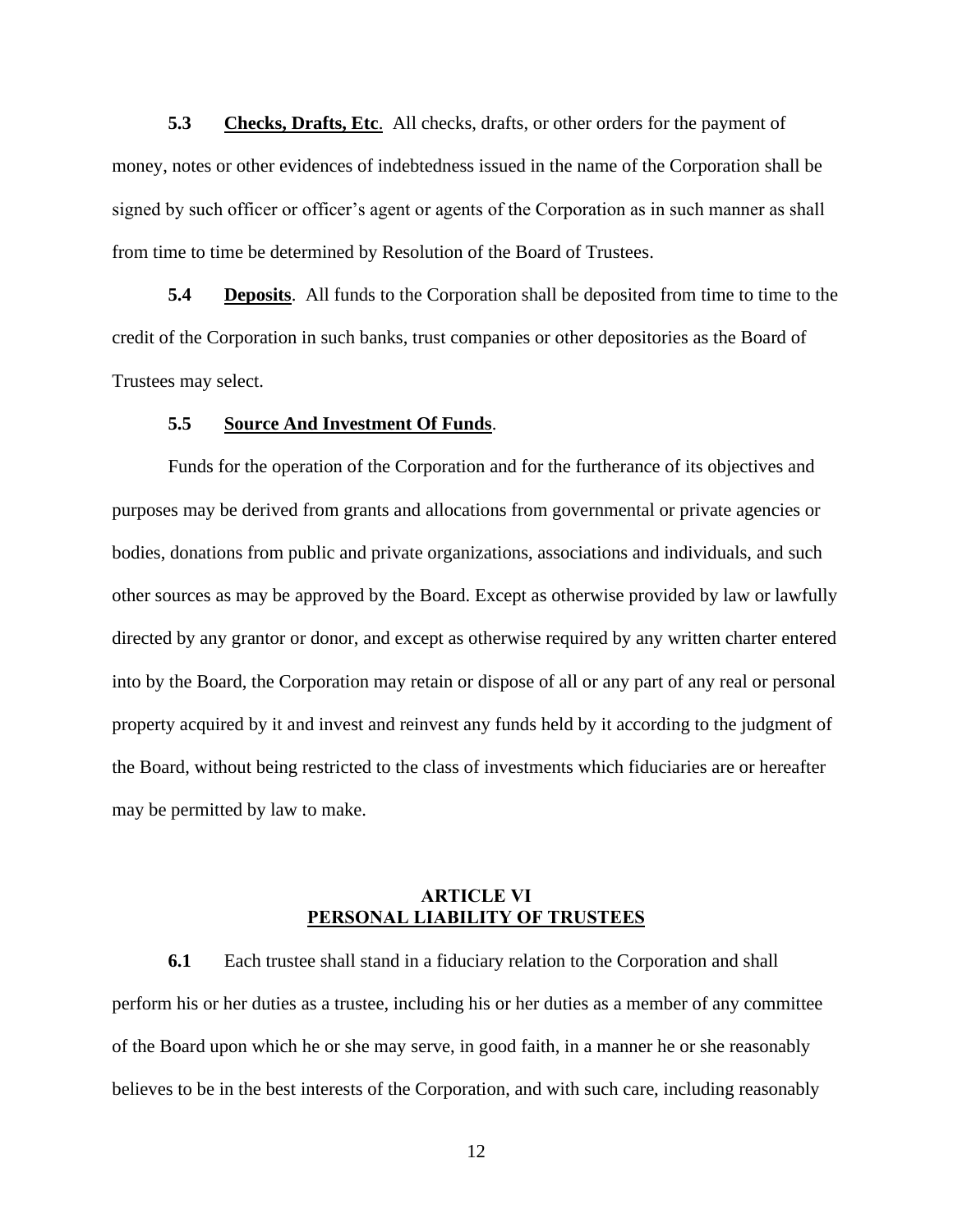**5.3** **Checks, Drafts, Etc**. All checks, drafts, or other orders for the payment of money, notes or other evidences of indebtedness issued in the name of the Corporation shall be signed by such officer or officer's agent or agents of the Corporation as in such manner as shall from time to time be determined by Resolution of the Board of Trustees.

**5.4** **Deposits**. All funds to the Corporation shall be deposited from time to time to the credit of the Corporation in such banks, trust companies or other depositories as the Board of Trustees may select.

**5.5** **Source And Investment Of Funds**.

Funds for the operation of the Corporation and for the furtherance of its objectives and purposes may be derived from grants and allocations from governmental or private agencies or bodies, donations from public and private organizations, associations and individuals, and such other sources as may be approved by the Board. Except as otherwise provided by law or lawfully directed by any grantor or donor, and except as otherwise required by any written charter entered into by the Board, the Corporation may retain or dispose of all or any part of any real or personal property acquired by it and invest and reinvest any funds held by it according to the judgment of the Board, without being restricted to the class of investments which fiduciaries are or hereafter may be permitted by law to make.

## ARTICLE VI
## PERSONAL LIABILITY OF TRUSTEES

**6.1** Each trustee shall stand in a fiduciary relation to the Corporation and shall perform his or her duties as a trustee, including his or her duties as a member of any committee of the Board upon which he or she may serve, in good faith, in a manner he or she reasonably believes to be in the best interests of the Corporation, and with such care, including reasonably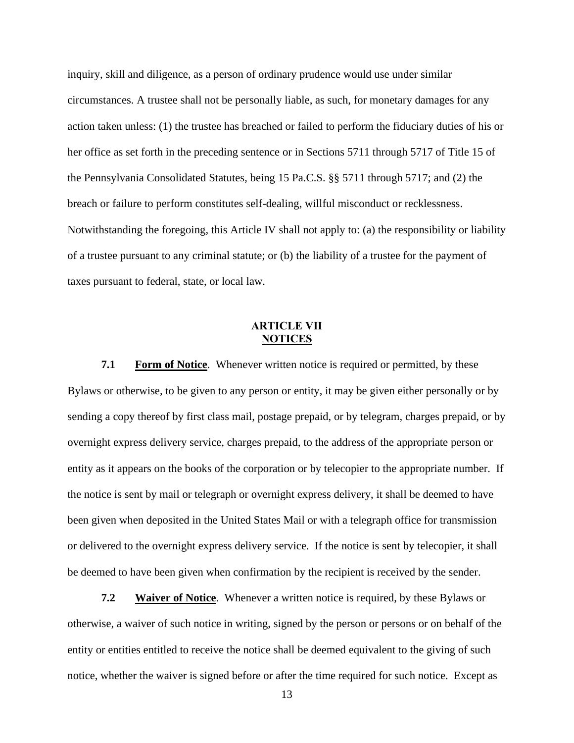inquiry, skill and diligence, as a person of ordinary prudence would use under similar circumstances. A trustee shall not be personally liable, as such, for monetary damages for any action taken unless: (1) the trustee has breached or failed to perform the fiduciary duties of his or her office as set forth in the preceding sentence or in Sections 5711 through 5717 of Title 15 of the Pennsylvania Consolidated Statutes, being 15 Pa.C.S. §§ 5711 through 5717; and (2) the breach or failure to perform constitutes self-dealing, willful misconduct or recklessness. Notwithstanding the foregoing, this Article IV shall not apply to: (a) the responsibility or liability of a trustee pursuant to any criminal statute; or (b) the liability of a trustee for the payment of taxes pursuant to federal, state, or local law.

## ARTICLE VII
## NOTICES

**7.1** **Form of Notice**. Whenever written notice is required or permitted, by these Bylaws or otherwise, to be given to any person or entity, it may be given either personally or by sending a copy thereof by first class mail, postage prepaid, or by telegram, charges prepaid, or by overnight express delivery service, charges prepaid, to the address of the appropriate person or entity as it appears on the books of the corporation or by telecopier to the appropriate number. If the notice is sent by mail or telegraph or overnight express delivery, it shall be deemed to have been given when deposited in the United States Mail or with a telegraph office for transmission or delivered to the overnight express delivery service. If the notice is sent by telecopier, it shall be deemed to have been given when confirmation by the recipient is received by the sender.

**7.2** **Waiver of Notice**. Whenever a written notice is required, by these Bylaws or otherwise, a waiver of such notice in writing, signed by the person or persons or on behalf of the entity or entities entitled to receive the notice shall be deemed equivalent to the giving of such notice, whether the waiver is signed before or after the time required for such notice. Except as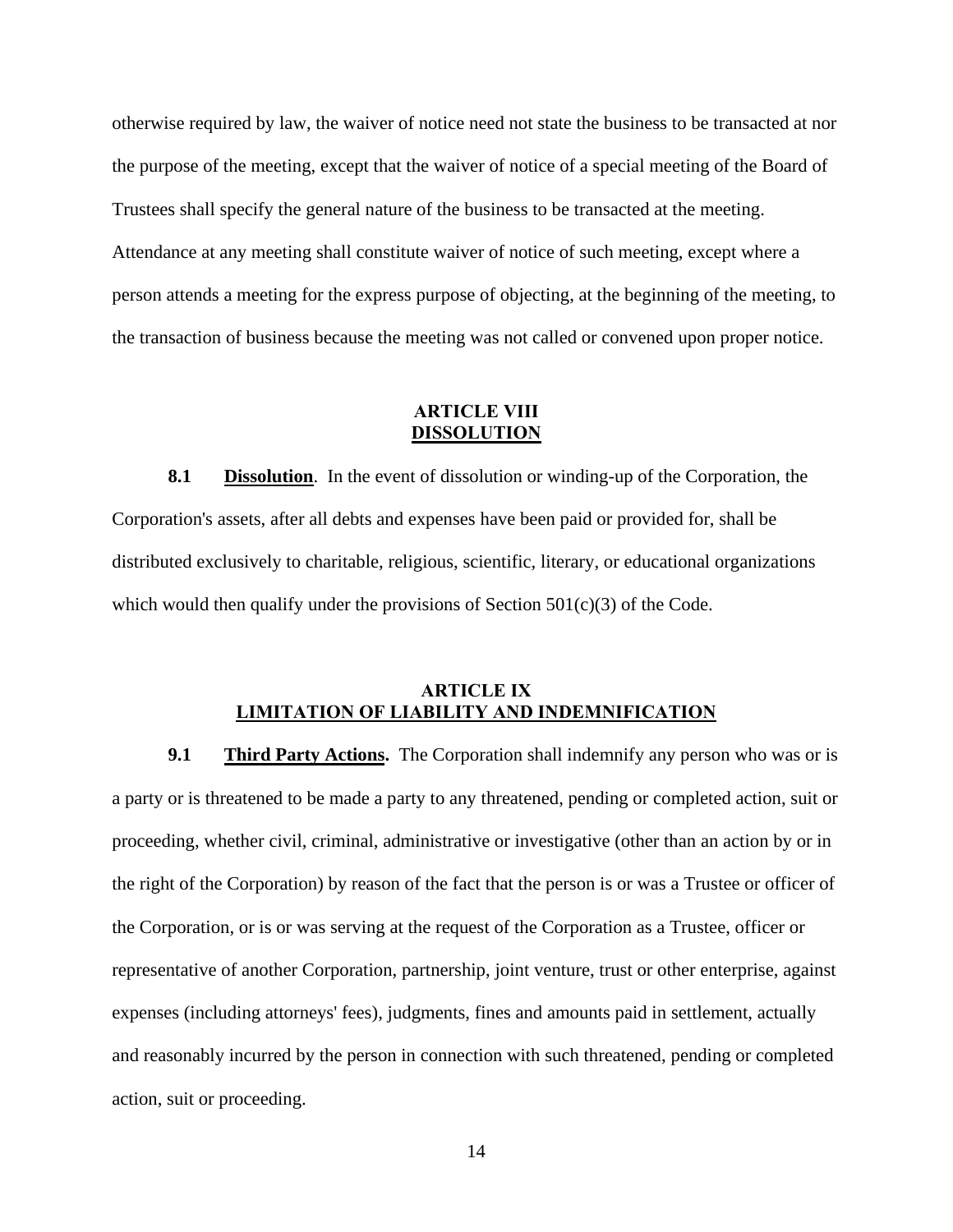otherwise required by law, the waiver of notice need not state the business to be transacted at nor the purpose of the meeting, except that the waiver of notice of a special meeting of the Board of Trustees shall specify the general nature of the business to be transacted at the meeting. Attendance at any meeting shall constitute waiver of notice of such meeting, except where a person attends a meeting for the express purpose of objecting, at the beginning of the meeting, to the transaction of business because the meeting was not called or convened upon proper notice.

## ARTICLE VIII
## DISSOLUTION

**8.1 Dissolution**. In the event of dissolution or winding-up of the Corporation, the Corporation's assets, after all debts and expenses have been paid or provided for, shall be distributed exclusively to charitable, religious, scientific, literary, or educational organizations which would then qualify under the provisions of Section 501(c)(3) of the Code.

## ARTICLE IX
## LIMITATION OF LIABILITY AND INDEMNIFICATION

**9.1 Third Party Actions.** The Corporation shall indemnify any person who was or is a party or is threatened to be made a party to any threatened, pending or completed action, suit or proceeding, whether civil, criminal, administrative or investigative (other than an action by or in the right of the Corporation) by reason of the fact that the person is or was a Trustee or officer of the Corporation, or is or was serving at the request of the Corporation as a Trustee, officer or representative of another Corporation, partnership, joint venture, trust or other enterprise, against expenses (including attorneys' fees), judgments, fines and amounts paid in settlement, actually and reasonably incurred by the person in connection with such threatened, pending or completed action, suit or proceeding.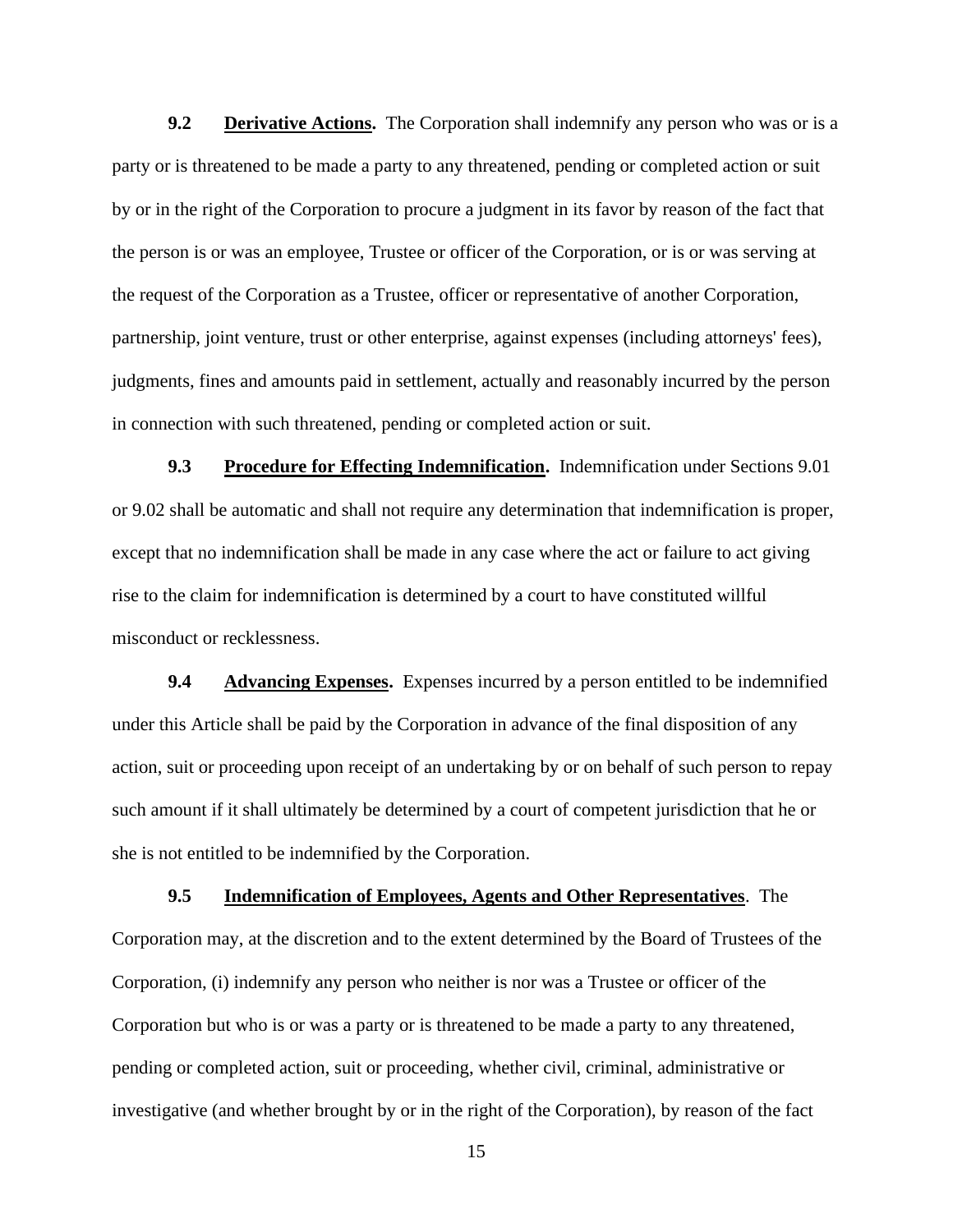**9.2 Derivative Actions.** The Corporation shall indemnify any person who was or is a party or is threatened to be made a party to any threatened, pending or completed action or suit by or in the right of the Corporation to procure a judgment in its favor by reason of the fact that the person is or was an employee, Trustee or officer of the Corporation, or is or was serving at the request of the Corporation as a Trustee, officer or representative of another Corporation, partnership, joint venture, trust or other enterprise, against expenses (including attorneys' fees), judgments, fines and amounts paid in settlement, actually and reasonably incurred by the person in connection with such threatened, pending or completed action or suit.

**9.3 Procedure for Effecting Indemnification.** Indemnification under Sections 9.01 or 9.02 shall be automatic and shall not require any determination that indemnification is proper, except that no indemnification shall be made in any case where the act or failure to act giving rise to the claim for indemnification is determined by a court to have constituted willful misconduct or recklessness.

**9.4 Advancing Expenses.** Expenses incurred by a person entitled to be indemnified under this Article shall be paid by the Corporation in advance of the final disposition of any action, suit or proceeding upon receipt of an undertaking by or on behalf of such person to repay such amount if it shall ultimately be determined by a court of competent jurisdiction that he or she is not entitled to be indemnified by the Corporation.

**9.5 Indemnification of Employees, Agents and Other Representatives**. The Corporation may, at the discretion and to the extent determined by the Board of Trustees of the Corporation, (i) indemnify any person who neither is nor was a Trustee or officer of the Corporation but who is or was a party or is threatened to be made a party to any threatened, pending or completed action, suit or proceeding, whether civil, criminal, administrative or investigative (and whether brought by or in the right of the Corporation), by reason of the fact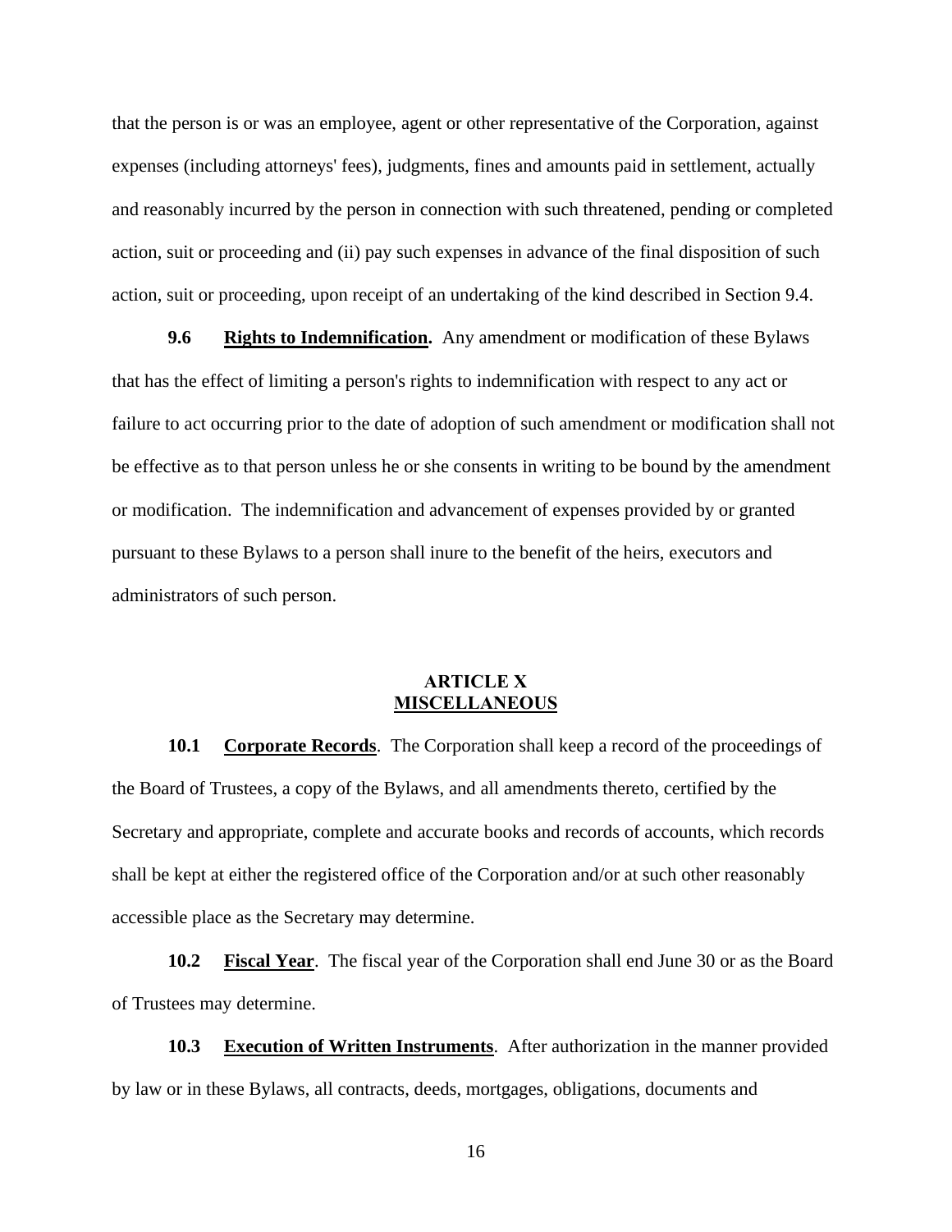that the person is or was an employee, agent or other representative of the Corporation, against expenses (including attorneys' fees), judgments, fines and amounts paid in settlement, actually and reasonably incurred by the person in connection with such threatened, pending or completed action, suit or proceeding and (ii) pay such expenses in advance of the final disposition of such action, suit or proceeding, upon receipt of an undertaking of the kind described in Section 9.4.

**9.6 Rights to Indemnification.** Any amendment or modification of these Bylaws that has the effect of limiting a person's rights to indemnification with respect to any act or failure to act occurring prior to the date of adoption of such amendment or modification shall not be effective as to that person unless he or she consents in writing to be bound by the amendment or modification. The indemnification and advancement of expenses provided by or granted pursuant to these Bylaws to a person shall inure to the benefit of the heirs, executors and administrators of such person.

## ARTICLE X
## MISCELLANEOUS

**10.1 Corporate Records**. The Corporation shall keep a record of the proceedings of the Board of Trustees, a copy of the Bylaws, and all amendments thereto, certified by the Secretary and appropriate, complete and accurate books and records of accounts, which records shall be kept at either the registered office of the Corporation and/or at such other reasonably accessible place as the Secretary may determine.

**10.2 Fiscal Year**. The fiscal year of the Corporation shall end June 30 or as the Board of Trustees may determine.

**10.3 Execution of Written Instruments**. After authorization in the manner provided by law or in these Bylaws, all contracts, deeds, mortgages, obligations, documents and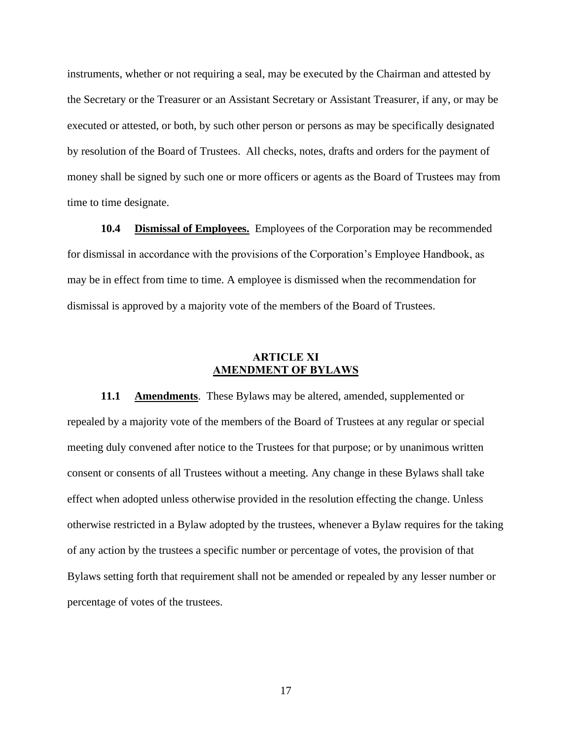instruments, whether or not requiring a seal, may be executed by the Chairman and attested by the Secretary or the Treasurer or an Assistant Secretary or Assistant Treasurer, if any, or may be executed or attested, or both, by such other person or persons as may be specifically designated by resolution of the Board of Trustees. All checks, notes, drafts and orders for the payment of money shall be signed by such one or more officers or agents as the Board of Trustees may from time to time designate.

**10.4 Dismissal of Employees.** Employees of the Corporation may be recommended for dismissal in accordance with the provisions of the Corporation's Employee Handbook, as may be in effect from time to time. A employee is dismissed when the recommendation for dismissal is approved by a majority vote of the members of the Board of Trustees.

## ARTICLE XI
## AMENDMENT OF BYLAWS

**11.1 Amendments**. These Bylaws may be altered, amended, supplemented or repealed by a majority vote of the members of the Board of Trustees at any regular or special meeting duly convened after notice to the Trustees for that purpose; or by unanimous written consent or consents of all Trustees without a meeting. Any change in these Bylaws shall take effect when adopted unless otherwise provided in the resolution effecting the change. Unless otherwise restricted in a Bylaw adopted by the trustees, whenever a Bylaw requires for the taking of any action by the trustees a specific number or percentage of votes, the provision of that Bylaws setting forth that requirement shall not be amended or repealed by any lesser number or percentage of votes of the trustees.